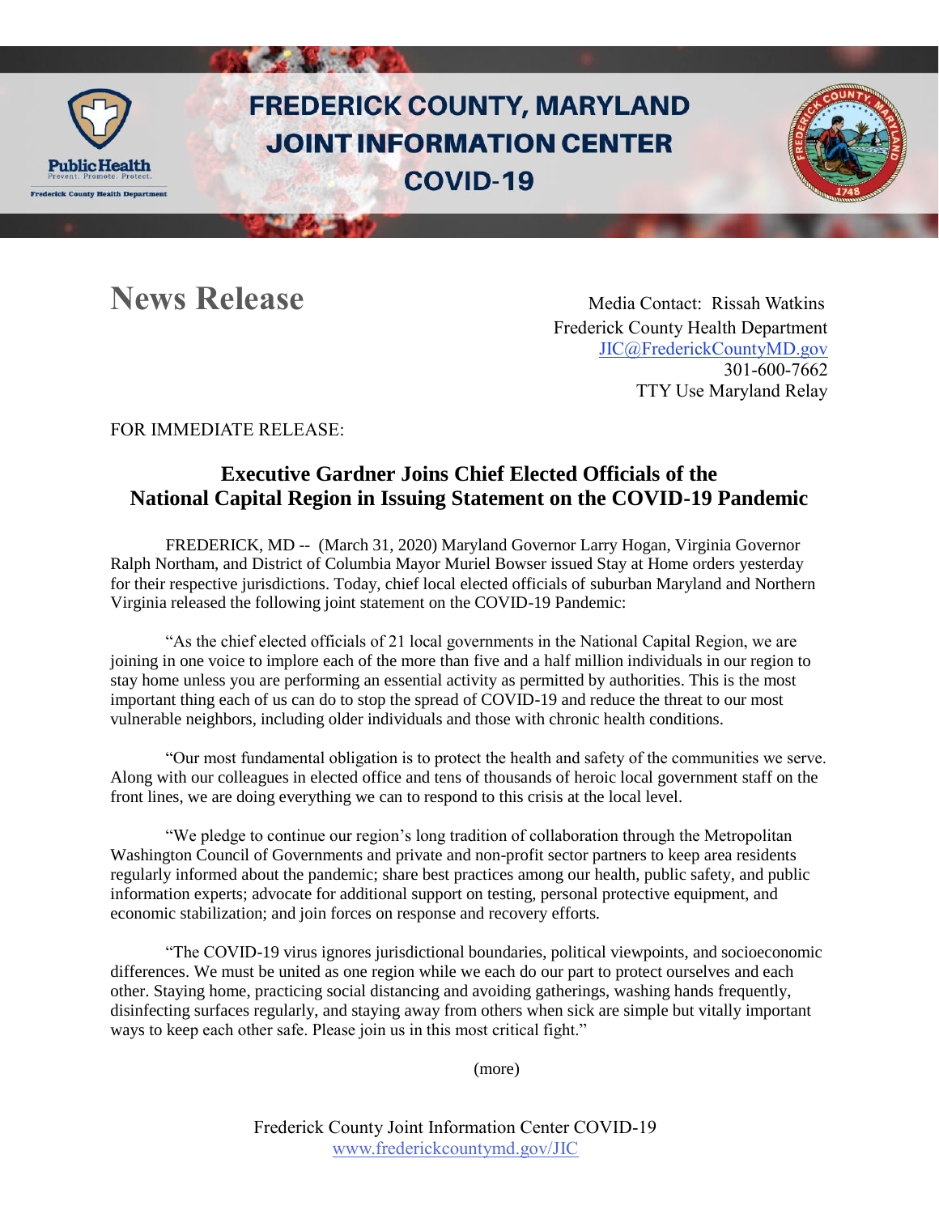# FREDERICK COUNTY, MARYLAND
# JOINT INFORMATION CENTER
# COVID-19

## News Release

Media Contact: Rissah Watkins
Frederick County Health Department
JIC@FrederickCountyMD.gov
301-600-7662
TTY Use Maryland Relay

FOR IMMEDIATE RELEASE:

### Executive Gardner Joins Chief Elected Officials of the National Capital Region in Issuing Statement on the COVID-19 Pandemic

FREDERICK, MD -- (March 31, 2020) Maryland Governor Larry Hogan, Virginia Governor Ralph Northam, and District of Columbia Mayor Muriel Bowser issued Stay at Home orders yesterday for their respective jurisdictions. Today, chief local elected officials of suburban Maryland and Northern Virginia released the following joint statement on the COVID-19 Pandemic:

"As the chief elected officials of 21 local governments in the National Capital Region, we are joining in one voice to implore each of the more than five and a half million individuals in our region to stay home unless you are performing an essential activity as permitted by authorities. This is the most important thing each of us can do to stop the spread of COVID-19 and reduce the threat to our most vulnerable neighbors, including older individuals and those with chronic health conditions.

"Our most fundamental obligation is to protect the health and safety of the communities we serve. Along with our colleagues in elected office and tens of thousands of heroic local government staff on the front lines, we are doing everything we can to respond to this crisis at the local level.

"We pledge to continue our region's long tradition of collaboration through the Metropolitan Washington Council of Governments and private and non-profit sector partners to keep area residents regularly informed about the pandemic; share best practices among our health, public safety, and public information experts; advocate for additional support on testing, personal protective equipment, and economic stabilization; and join forces on response and recovery efforts.

"The COVID-19 virus ignores jurisdictional boundaries, political viewpoints, and socioeconomic differences. We must be united as one region while we each do our part to protect ourselves and each other. Staying home, practicing social distancing and avoiding gatherings, washing hands frequently, disinfecting surfaces regularly, and staying away from others when sick are simple but vitally important ways to keep each other safe. Please join us in this most critical fight."

(more)

Frederick County Joint Information Center COVID-19
www.frederickcountymd.gov/JIC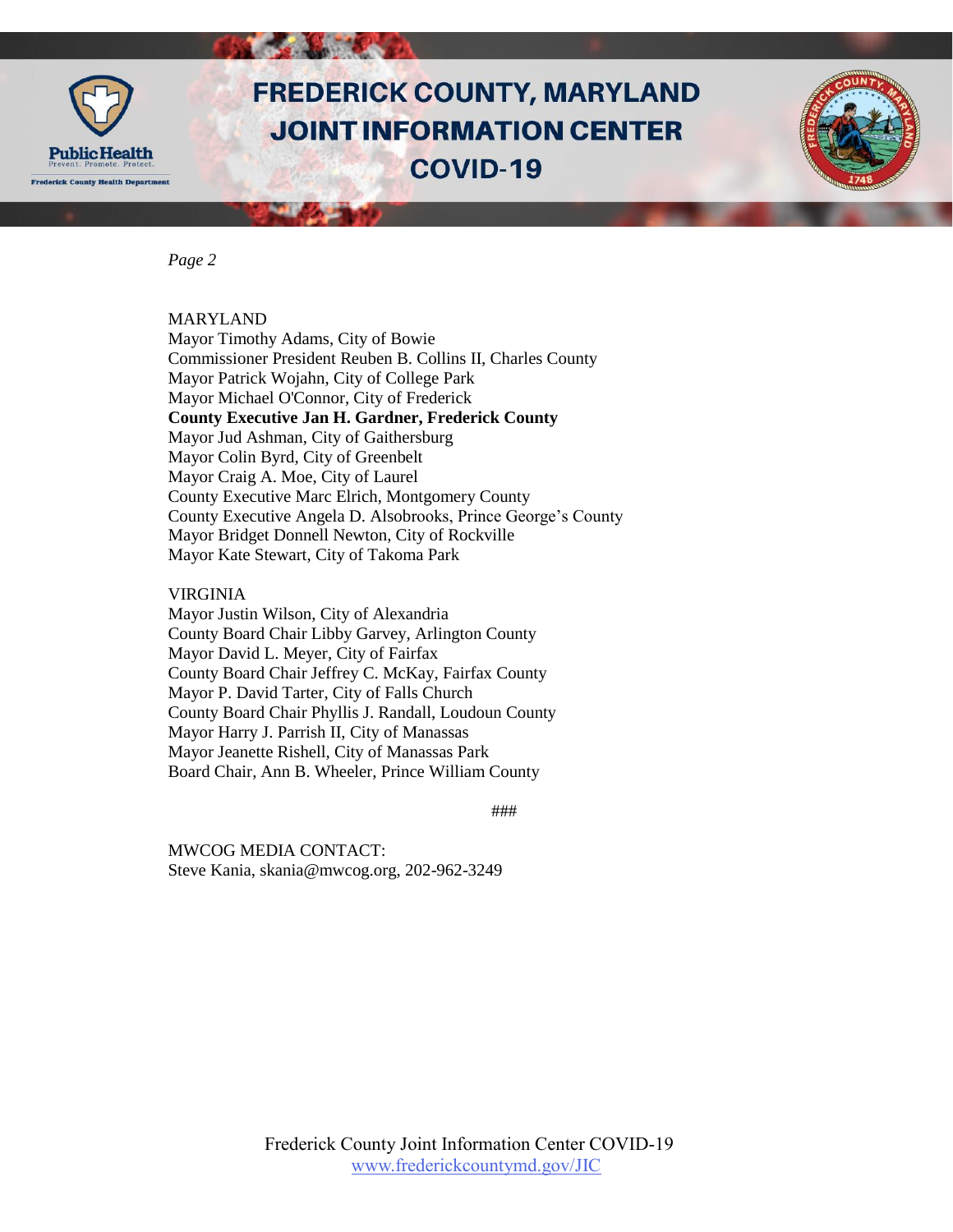MARYLAND
Mayor Timothy Adams, City of Bowie
Commissioner President Reuben B. Collins II, Charles County
Mayor Patrick Wojahn, City of College Park
Mayor Michael O'Connor, City of Frederick
**County Executive Jan H. Gardner, Frederick County**
Mayor Jud Ashman, City of Gaithersburg
Mayor Colin Byrd, City of Greenbelt
Mayor Craig A. Moe, City of Laurel
County Executive Marc Elrich, Montgomery County
County Executive Angela D. Alsobrooks, Prince George's County
Mayor Bridget Donnell Newton, City of Rockville
Mayor Kate Stewart, City of Takoma Park

VIRGINIA
Mayor Justin Wilson, City of Alexandria
County Board Chair Libby Garvey, Arlington County
Mayor David L. Meyer, City of Fairfax
County Board Chair Jeffrey C. McKay, Fairfax County
Mayor P. David Tarter, City of Falls Church
County Board Chair Phyllis J. Randall, Loudoun County
Mayor Harry J. Parrish II, City of Manassas
Mayor Jeanette Rishell, City of Manassas Park
Board Chair, Ann B. Wheeler, Prince William County

###

MWCOG MEDIA CONTACT:
Steve Kania, skania@mwcog.org, 202-962-3249